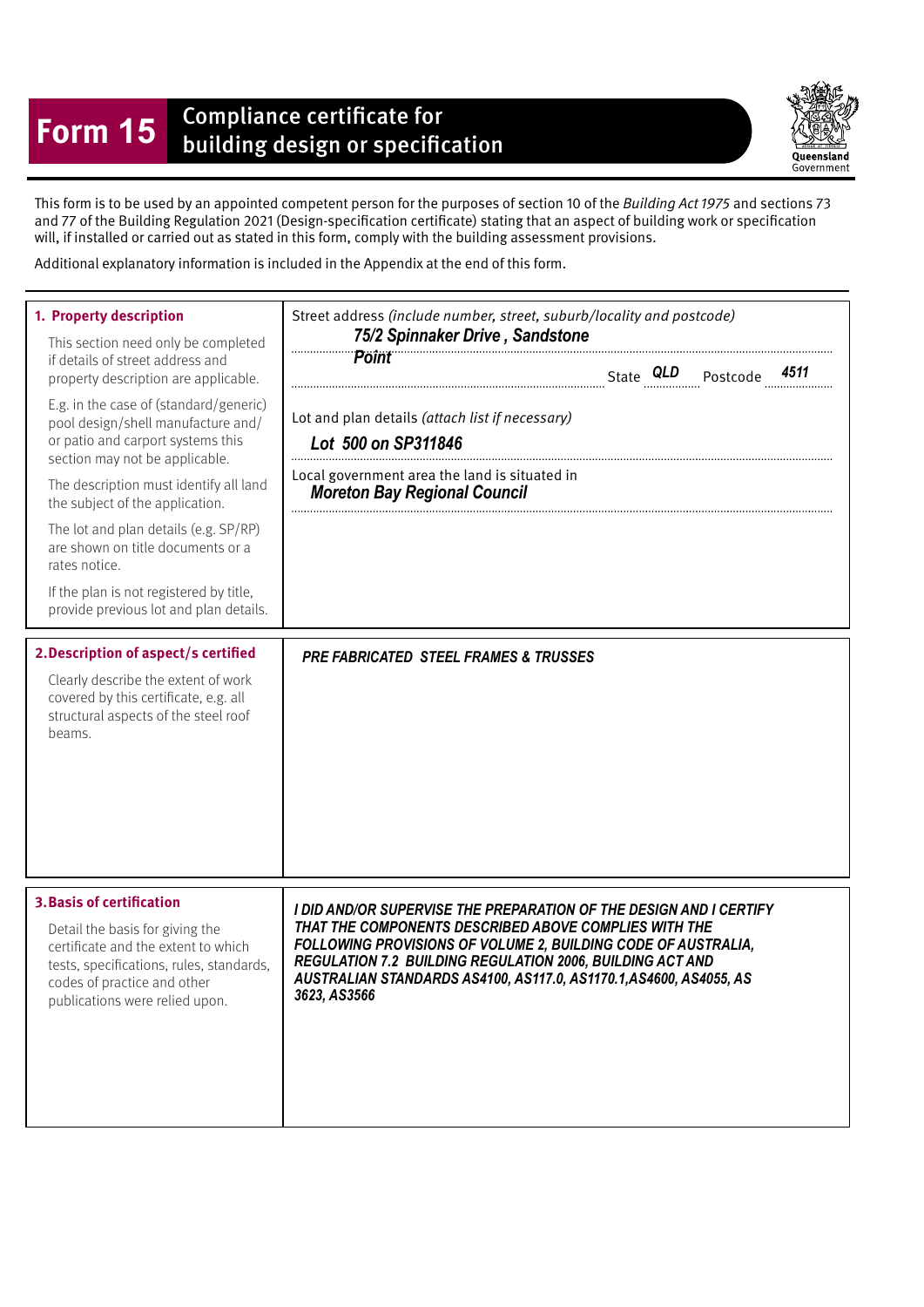# Form 15 Compliance certificate for building design or specification

Queensland Government

This form is to be used by an appointed competent person for the purposes of section 10 of the *Building Act 1975* and sections 73 and 77 of the Building Regulation 2021 (Design-specification certificate) stating that an aspect of building work or specification will, if installed or carried out as stated in this form, comply with the building assessment provisions.

Additional explanatory information is included in the Appendix at the end of this form.

| | |
|---|---|
| **1. Property description**<br><br>This section need only be completed if details of street address and property description are applicable.<br><br>E.g. in the case of (standard/generic) pool design/shell manufacture and/or patio and carport systems this section may not be applicable.<br><br>The description must identify all land the subject of the application.<br><br>The lot and plan details (e.g. SP/RP) are shown on title documents or a rates notice.<br><br>If the plan is not registered by title, provide previous lot and plan details. | Street address *(include number, street, suburb/locality and postcode)*<br>***75/2 Spinnaker Drive , Sandstone Point***<br>State ***QLD*** Postcode ***4511***<br><br>Lot and plan details *(attach list if necessary)*<br>***Lot 500 on SP311846***<br><br>Local government area the land is situated in<br>***Moreton Bay Regional Council*** |
| **2. Description of aspect/s certified**<br><br>Clearly describe the extent of work covered by this certificate, e.g. all structural aspects of the steel roof beams. | ***PRE FABRICATED STEEL FRAMES & TRUSSES*** |
| **3. Basis of certification**<br><br>Detail the basis for giving the certificate and the extent to which tests, specifications, rules, standards, codes of practice and other publications were relied upon. | ***I DID AND/OR SUPERVISE THE PREPARATION OF THE DESIGN AND I CERTIFY THAT THE COMPONENTS DESCRIBED ABOVE COMPLIES WITH THE FOLLOWING PROVISIONS OF VOLUME 2, BUILDING CODE OF AUSTRALIA, REGULATION 7.2 BUILDING REGULATION 2006, BUILDING ACT AND AUSTRALIAN STANDARDS AS4100, AS117.0, AS1170.1,AS4600, AS4055, AS 3623, AS3566*** |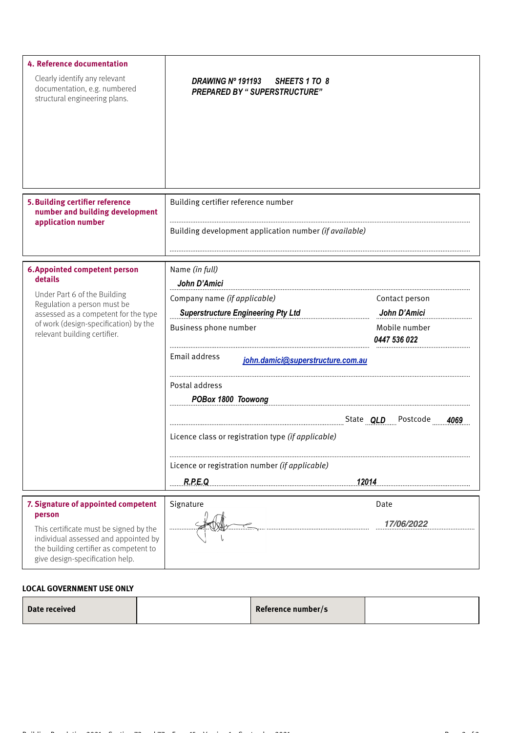| | |
|---|---|
| **4. Reference documentation**<br><br>Clearly identify any relevant documentation, e.g. numbered structural engineering plans. | ***DRAWING Nº 191193 SHEETS 1 TO 8***<br>***PREPARED BY " SUPERSTRUCTURE"*** |

| | |
|---|---|
| **5. Building certifier reference number and building development application number** | Building certifier reference number<br><br>Building development application number *(if available)* |

| | | |
|---|---|---|
| **6. Appointed competent person details**<br><br>Under Part 6 of the Building Regulation a person must be assessed as a competent for the type of work (design-specification) by the relevant building certifier. | Name *(in full)*<br>***John D'Amici*** | |
| | Company name *(if applicable)*<br>***Superstructure Engineering Pty Ltd*** | Contact person<br>***John D'Amici*** |
| | Business phone number | Mobile number<br>***0447 536 022*** |
| | Email address ***john.damici@superstructure.com.au*** | |
| | Postal address<br>***POBox 1800 Toowong*** | |
| | State ***QLD*** Postcode ***4069*** | |
| | Licence class or registration type *(if applicable)* | |
| | Licence or registration number *(if applicable)*<br>***R.P.E.Q*** ***12014*** | |

| | | |
|---|---|---|
| **7. Signature of appointed competent person**<br><br>This certificate must be signed by the individual assessed and appointed by the building certifier as competent to give design-specification help. | Signature<br>[signature] | Date<br>***17/06/2022*** |

**LOCAL GOVERNMENT USE ONLY**

| | | | |
|---|---|---|---|
| **Date received** | | **Reference number/s** | |